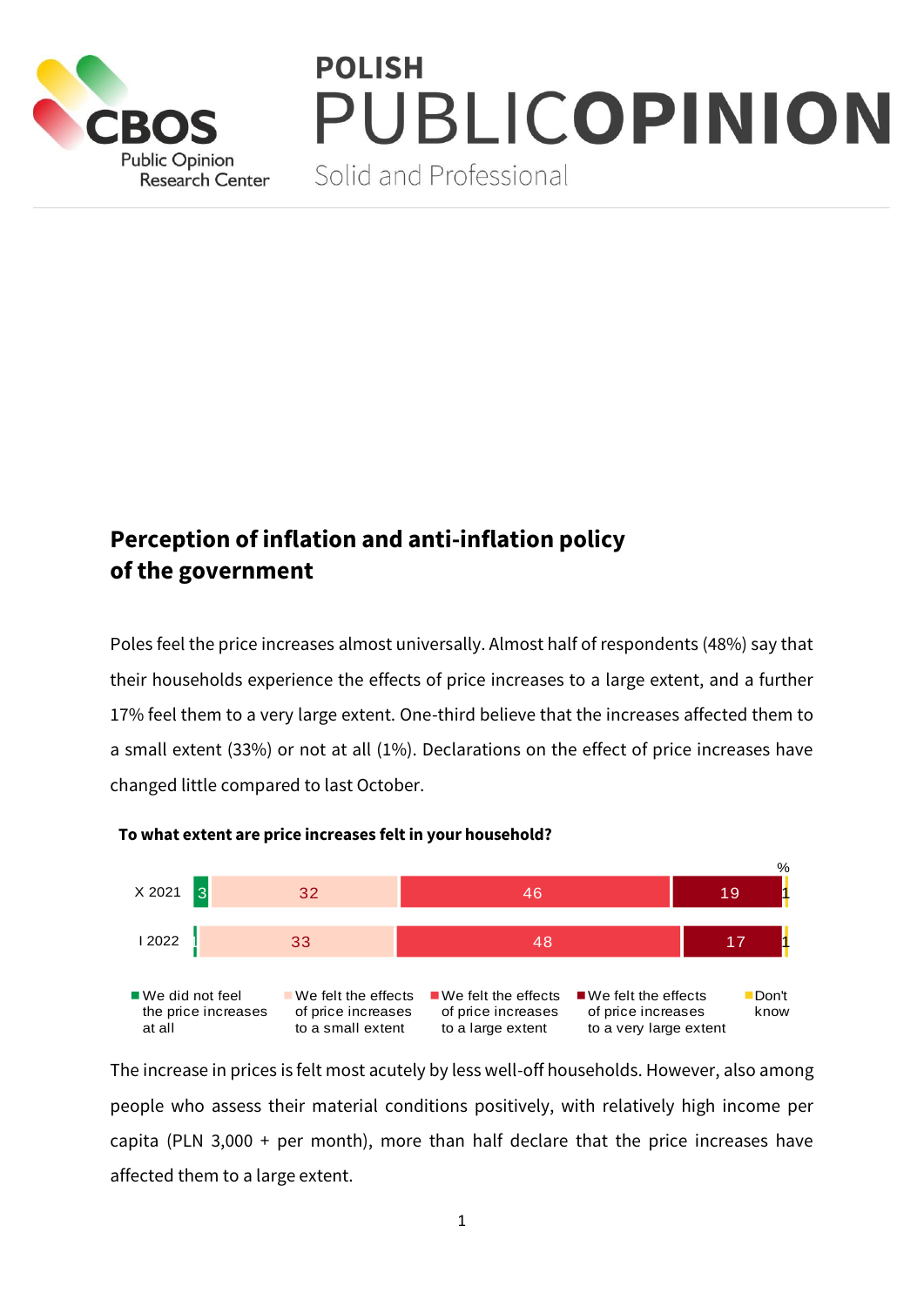# Perception of inflation and anti-inflation policy of the government

Poles feel the price increases almost universally. Almost half of respondents (48%) say that their households experience the effects of price increases to a large extent, and a further 17% feel them to a very large extent. One-third believe that the increases affected them to a small extent (33%) or not at all (1%). Declarations on the effect of price increases have changed little compared to last October.

**To what extent are price increases felt in your household?**

| % | We did not feel the price increases at all | We felt the effects of price increases to a small extent | We felt the effects of price increases to a large extent | We felt the effects of price increases to a very large extent | Don't know |
|---|---|---|---|---|---|
| X 2021 | 3 | 32 | 46 | 19 | 1 |
| I 2022 | 1 | 33 | 48 | 17 | 1 |

The increase in prices is felt most acutely by less well-off households. However, also among people who assess their material conditions positively, with relatively high income per capita (PLN 3,000 + per month), more than half declare that the price increases have affected them to a large extent.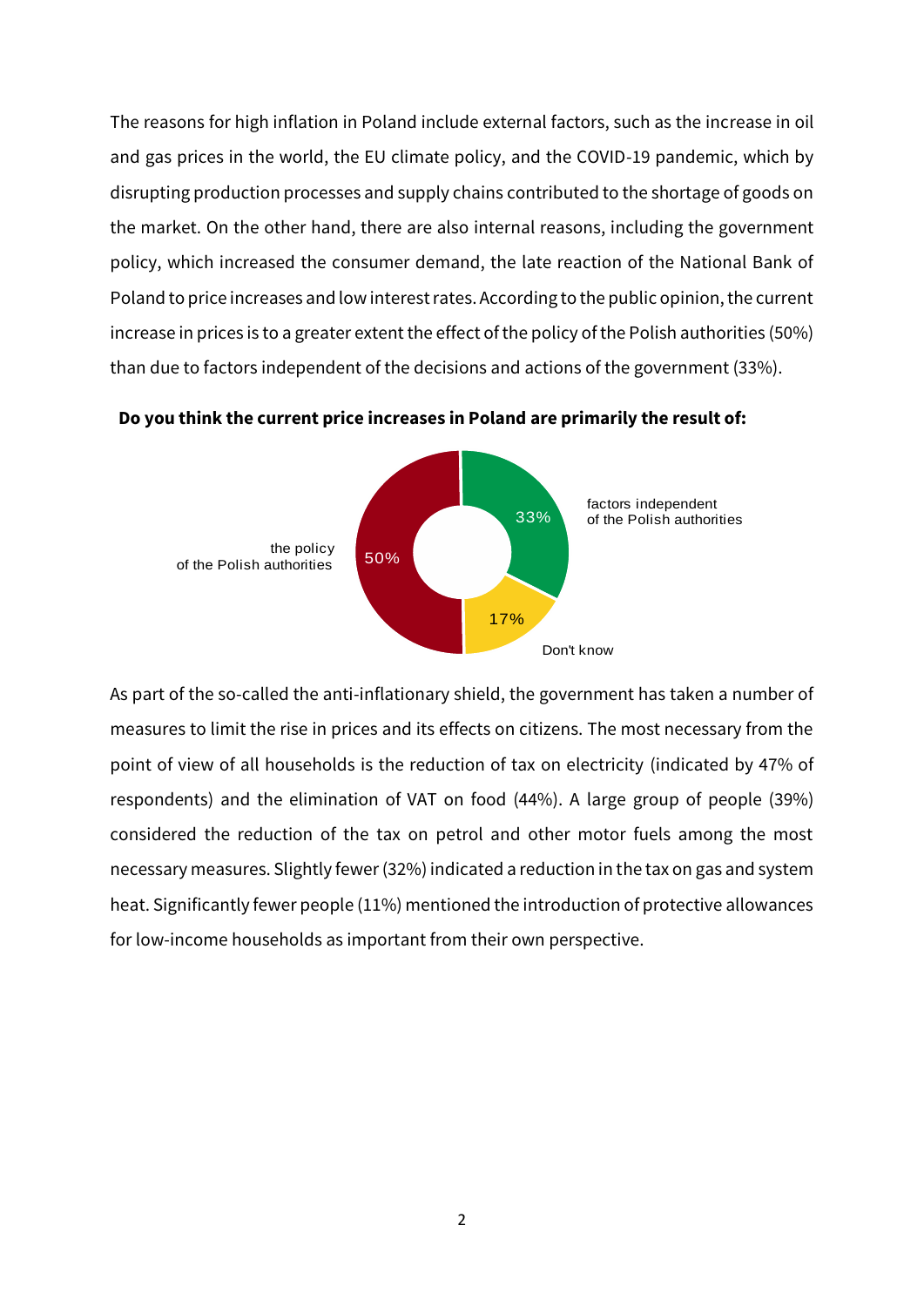The reasons for high inflation in Poland include external factors, such as the increase in oil and gas prices in the world, the EU climate policy, and the COVID-19 pandemic, which by disrupting production processes and supply chains contributed to the shortage of goods on the market. On the other hand, there are also internal reasons, including the government policy, which increased the consumer demand, the late reaction of the National Bank of Poland to price increases and low interest rates. According to the public opinion, the current increase in prices is to a greater extent the effect of the policy of the Polish authorities (50%) than due to factors independent of the decisions and actions of the government (33%).

**Do you think the current price increases in Poland are primarily the result of:**

the policy of the Polish authorities 50%

factors independent of the Polish authorities 33%

Don't know 17%

As part of the so-called the anti-inflationary shield, the government has taken a number of measures to limit the rise in prices and its effects on citizens. The most necessary from the point of view of all households is the reduction of tax on electricity (indicated by 47% of respondents) and the elimination of VAT on food (44%). A large group of people (39%) considered the reduction of the tax on petrol and other motor fuels among the most necessary measures. Slightly fewer (32%) indicated a reduction in the tax on gas and system heat. Significantly fewer people (11%) mentioned the introduction of protective allowances for low-income households as important from their own perspective.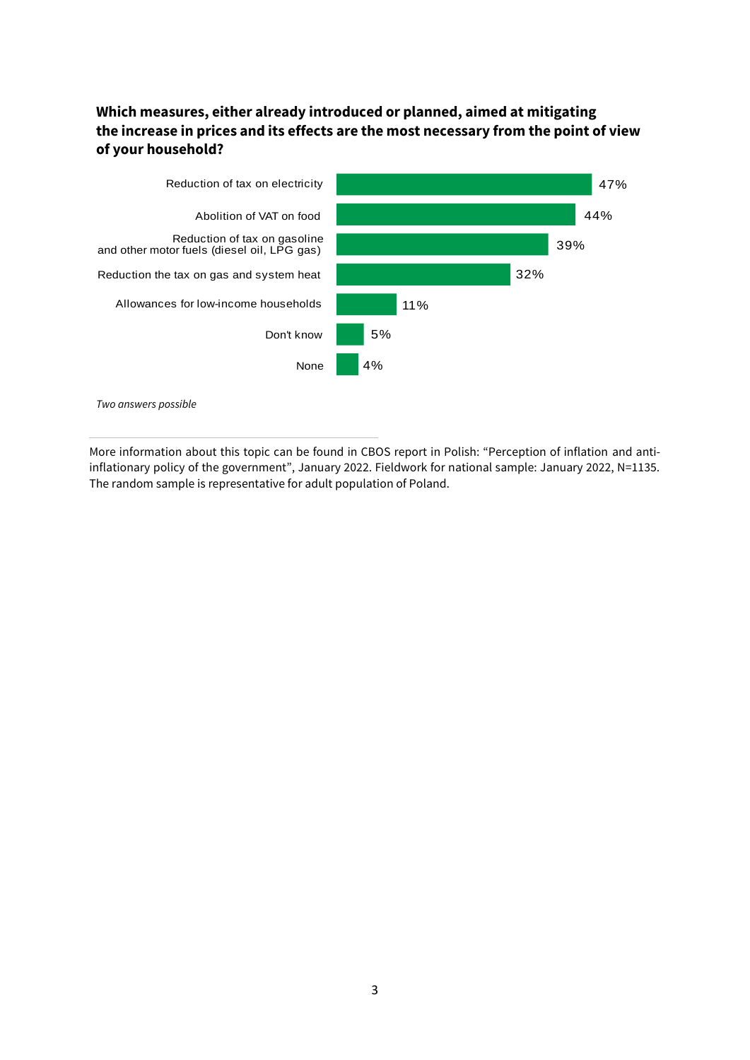**Which measures, either already introduced or planned, aimed at mitigating the increase in prices and its effects are the most necessary from the point of view of your household?**

Reduction of tax on electricity 47%

Abolition of VAT on food 44%

Reduction of tax on gasoline and other motor fuels (diesel oil, LPG gas) 39%

Reduction the tax on gas and system heat 32%

Allowances for low-income households 11%

Don't know 5%

None 4%

*Two answers possible*

---

More information about this topic can be found in CBOS report in Polish: "Perception of inflation and anti-inflationary policy of the government", January 2022. Fieldwork for national sample: January 2022, N=1135. The random sample is representative for adult population of Poland.